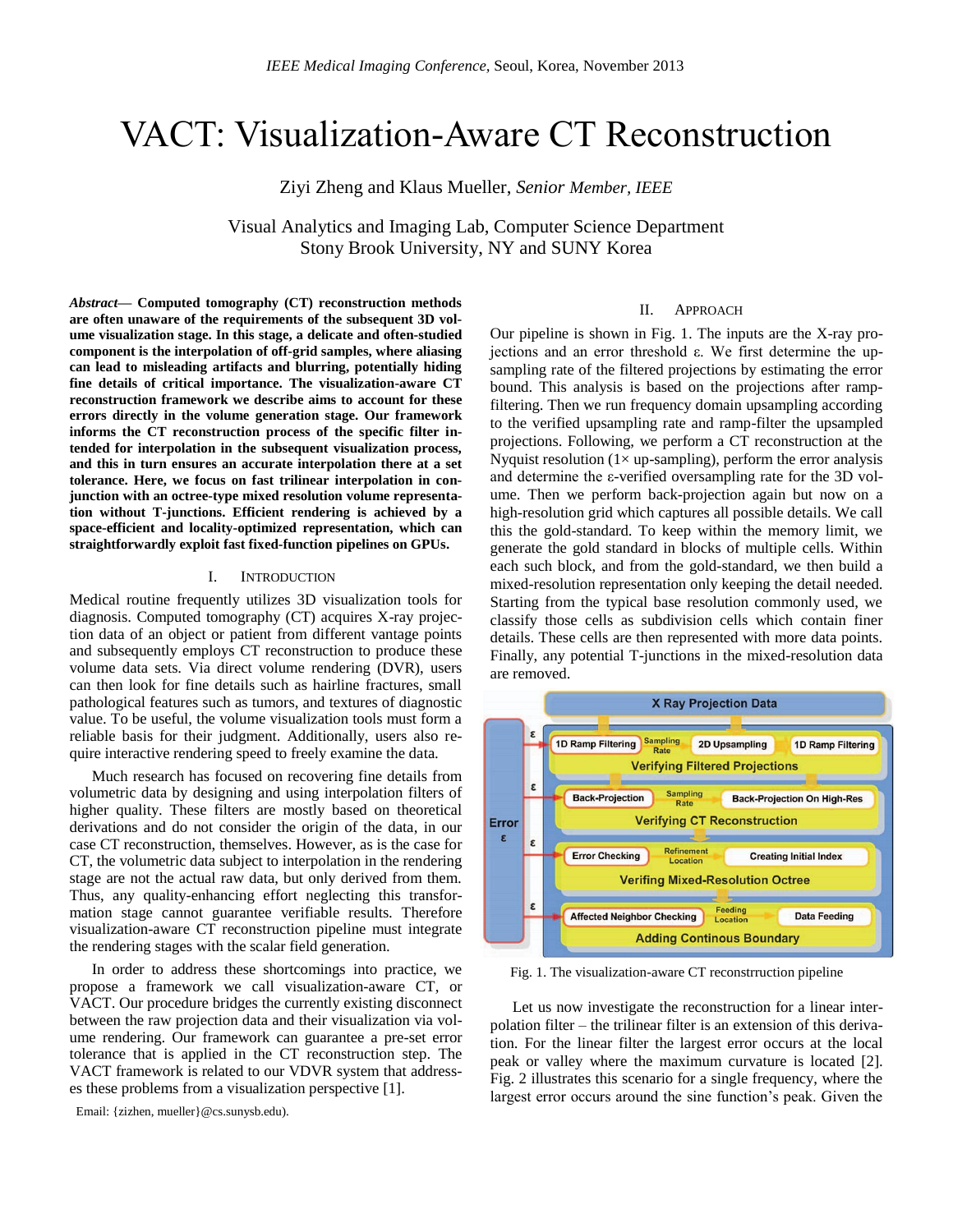# VACT: Visualization-Aware CT Reconstruction

Ziyi Zheng and Klaus Mueller, *Senior Member, IEEE*

Visual Analytics and Imaging Lab, Computer Science Department
Stony Brook University, NY and SUNY Korea

***Abstract*— Computed tomography (CT) reconstruction methods are often unaware of the requirements of the subsequent 3D volume visualization stage. In this stage, a delicate and often-studied component is the interpolation of off-grid samples, where aliasing can lead to misleading artifacts and blurring, potentially hiding fine details of critical importance. The visualization-aware CT reconstruction framework we describe aims to account for these errors directly in the volume generation stage. Our framework informs the CT reconstruction process of the specific filter intended for interpolation in the subsequent visualization process, and this in turn ensures an accurate interpolation there at a set tolerance. Here, we focus on fast trilinear interpolation in conjunction with an octree-type mixed resolution volume representation without T-junctions. Efficient rendering is achieved by a space-efficient and locality-optimized representation, which can straightforwardly exploit fast fixed-function pipelines on GPUs.**

## I. Introduction

Medical routine frequently utilizes 3D visualization tools for diagnosis. Computed tomography (CT) acquires X-ray projection data of an object or patient from different vantage points and subsequently employs CT reconstruction to produce these volume data sets. Via direct volume rendering (DVR), users can then look for fine details such as hairline fractures, small pathological features such as tumors, and textures of diagnostic value. To be useful, the volume visualization tools must form a reliable basis for their judgment. Additionally, users also require interactive rendering speed to freely examine the data.

Much research has focused on recovering fine details from volumetric data by designing and using interpolation filters of higher quality. These filters are mostly based on theoretical derivations and do not consider the origin of the data, in our case CT reconstruction, themselves. However, as is the case for CT, the volumetric data subject to interpolation in the rendering stage are not the actual raw data, but only derived from them. Thus, any quality-enhancing effort neglecting this transformation stage cannot guarantee verifiable results. Therefore visualization-aware CT reconstruction pipeline must integrate the rendering stages with the scalar field generation.

In order to address these shortcomings into practice, we propose a framework we call visualization-aware CT, or VACT. Our procedure bridges the currently existing disconnect between the raw projection data and their visualization via volume rendering. Our framework can guarantee a pre-set error tolerance that is applied in the CT reconstruction step. The VACT framework is related to our VDVR system that addresses these problems from a visualization perspective [1].

Email: {zizhen, mueller}@cs.sunysb.edu).

## II. Approach

Our pipeline is shown in Fig. 1. The inputs are the X-ray projections and an error threshold ε. We first determine the upsampling rate of the filtered projections by estimating the error bound. This analysis is based on the projections after ramp-filtering. Then we run frequency domain upsampling according to the verified upsampling rate and ramp-filter the upsampled projections. Following, we perform a CT reconstruction at the Nyquist resolution (1× up-sampling), perform the error analysis and determine the ε-verified oversampling rate for the 3D volume. Then we perform back-projection again but now on a high-resolution grid which captures all possible details. We call this the gold-standard. To keep within the memory limit, we generate the gold standard in blocks of multiple cells. Within each such block, and from the gold-standard, we then build a mixed-resolution representation only keeping the detail needed. Starting from the typical base resolution commonly used, we classify those cells as subdivision cells which contain finer details. These cells are then represented with more data points. Finally, any potential T-junctions in the mixed-resolution data are removed.

X Ray Projection Data
Error ε
ε
1D Ramp Filtering
Sampling Rate
2D Upsampling
1D Ramp Filtering
Verifying Filtered Projections
ε
Back-Projection
Sampling Rate
Back-Projection On High-Res
Verifying CT Reconstruction
ε
Error Checking
Refinement Location
Creating Initial Index
Verifing Mixed-Resolution Octree
ε
Affected Neighbor Checking
Feeding Location
Data Feeding
Adding Continous Boundary

Fig. 1. The visualization-aware CT reconstrruction pipeline

Let us now investigate the reconstruction for a linear interpolation filter – the trilinear filter is an extension of this derivation. For the linear filter the largest error occurs at the local peak or valley where the maximum curvature is located [2]. Fig. 2 illustrates this scenario for a single frequency, where the largest error occurs around the sine function's peak. Given the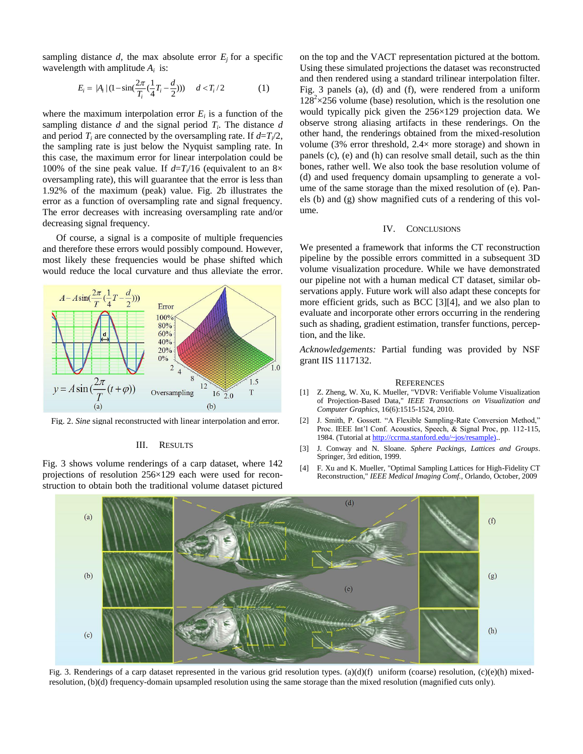sampling distance $d$, the max absolute error $E_j$ for a specific wavelength with amplitude $A_i$ is:

$$E_i = |A_i|\,(1-\sin(\frac{2\pi}{T_i}(\frac{1}{4}T_i - \frac{d}{2}))) \quad d < T_i/2 \qquad (1)$$

where the maximum interpolation error $E_i$ is a function of the sampling distance $d$ and the signal period $T_i$. The distance $d$ and period $T_i$ are connected by the oversampling rate. If $d$=$T_i$/2, the sampling rate is just below the Nyquist sampling rate. In this case, the maximum error for linear interpolation could be 100% of the sine peak value. If $d$=$T_i$/16 (equivalent to an 8× oversampling rate), this will guarantee that the error is less than 1.92% of the maximum (peak) value. Fig. 2b illustrates the error as a function of oversampling rate and signal frequency. The error decreases with increasing oversampling rate and/or decreasing signal frequency.

Of course, a signal is a composite of multiple frequencies and therefore these errors would possibly compound. However, most likely these frequencies would be phase shifted which would reduce the local curvature and thus alleviate the error.

$A - A\sin(\frac{2\pi}{T}(\frac{1}{4}T - \frac{d}{2}))$

d

$y = A\sin(\frac{2\pi}{T}(t+\varphi))$

(a)

Error

100%
80%
60%
40%
20%
0%

2 4 8 12 16

Oversampling

1.0 1.5 2.0

T

(b)

Fig. 2. *Sine* signal reconstructed with linear interpolation and error.

## III. Results

Fig. 3 shows volume renderings of a carp dataset, where 142 projections of resolution 256×129 each were used for reconstruction to obtain both the traditional volume dataset pictured on the top and the VACT representation pictured at the bottom. Using these simulated projections the dataset was reconstructed and then rendered using a standard trilinear interpolation filter. Fig. 3 panels (a), (d) and (f), were rendered from a uniform $128^2$×256 volume (base) resolution, which is the resolution one would typically pick given the 256×129 projection data. We observe strong aliasing artifacts in these renderings. On the other hand, the renderings obtained from the mixed-resolution volume (3% error threshold, 2.4× more storage) and shown in panels (c), (e) and (h) can resolve small detail, such as the thin bones, rather well. We also took the base resolution volume of (d) and used frequency domain upsampling to generate a volume of the same storage than the mixed resolution of (e). Panels (b) and (g) show magnified cuts of a rendering of this volume.

## IV. Conclusions

We presented a framework that informs the CT reconstruction pipeline by the possible errors committed in a subsequent 3D volume visualization procedure. While we have demonstrated our pipeline not with a human medical CT dataset, similar observations apply. Future work will also adapt these concepts for more efficient grids, such as BCC [3][4], and we also plan to evaluate and incorporate other errors occurring in the rendering such as shading, gradient estimation, transfer functions, perception, and the like.

*Acknowledgements:* Partial funding was provided by NSF grant IIS 1117132.

## References

[1] Z. Zheng, W. Xu, K. Mueller, "VDVR: Verifiable Volume Visualization of Projection-Based Data," *IEEE Transactions on Visualization and Computer Graphics*, 16(6):1515-1524, 2010.

[2] J. Smith, P. Gossett. "A Flexible Sampling-Rate Conversion Method," Proc. IEEE Int'l Conf. Acoustics, Speech, & Signal Proc, pp. 112-115, 1984. (Tutorial at http://ccrma.stanford.edu/~jos/resample)..

[3] J. Conway and N. Sloane. *Sphere Packings, Lattices and Groups*. Springer, 3rd edition, 1999.

[4] F. Xu and K. Mueller, "Optimal Sampling Lattices for High-Fidelity CT Reconstruction," *IEEE Medical Imaging Conf.*, Orlando, October, 2009

(a) (b) (c) (d) (e) (f) (g) (h)

Fig. 3. Renderings of a carp dataset represented in the various grid resolution types. (a)(d)(f) uniform (coarse) resolution, (c)(e)(h) mixed-resolution, (b)(d) frequency-domain upsampled resolution using the same storage than the mixed resolution (magnified cuts only).